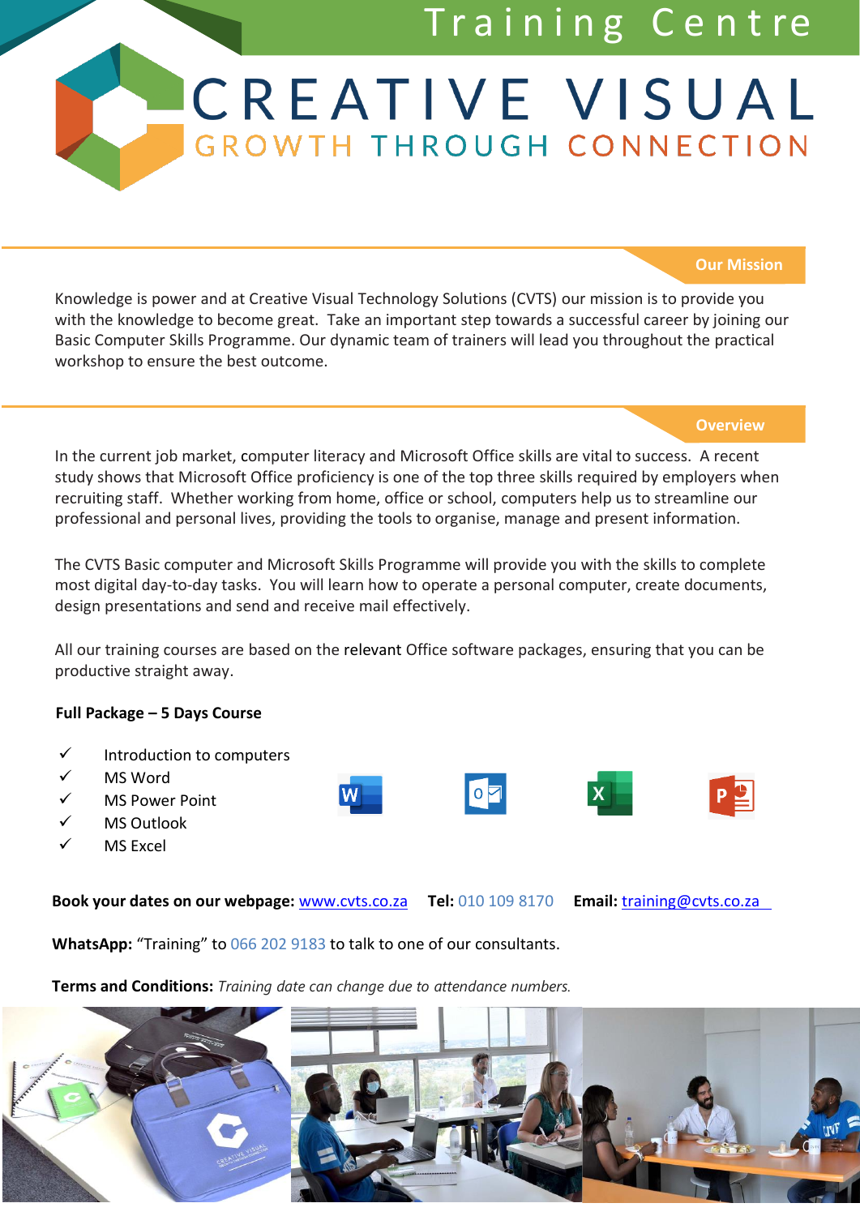Training Centre

# CREATIVE VISUAL

GROWTH THROUGH CONNECTION

## Our Mission

Knowledge is power and at Creative Visual Technology Solutions (CVTS) our mission is to provide you with the knowledge to become great. Take an important step towards a successful career by joining our Basic Computer Skills Programme. Our dynamic team of trainers will lead you throughout the practical workshop to ensure the best outcome.

## Overview

In the current job market, computer literacy and Microsoft Office skills are vital to success. A recent study shows that Microsoft Office proficiency is one of the top three skills required by employers when recruiting staff. Whether working from home, office or school, computers help us to streamline our professional and personal lives, providing the tools to organise, manage and present information.

The CVTS Basic computer and Microsoft Skills Programme will provide you with the skills to complete most digital day-to-day tasks. You will learn how to operate a personal computer, create documents, design presentations and send and receive mail effectively.

All our training courses are based on the relevant Office software packages, ensuring that you can be productive straight away.

**Full Package – 5 Days Course**

- ✓ Introduction to computers
- ✓ MS Word
- ✓ MS Power Point
- ✓ MS Outlook
- ✓ MS Excel

**Book your dates on our webpage:** www.cvts.co.za **Tel:** 010 109 8170 **Email:** training@cvts.co.za

**WhatsApp:** "Training" to 066 202 9183 to talk to one of our consultants.

**Terms and Conditions:** *Training date can change due to attendance numbers.*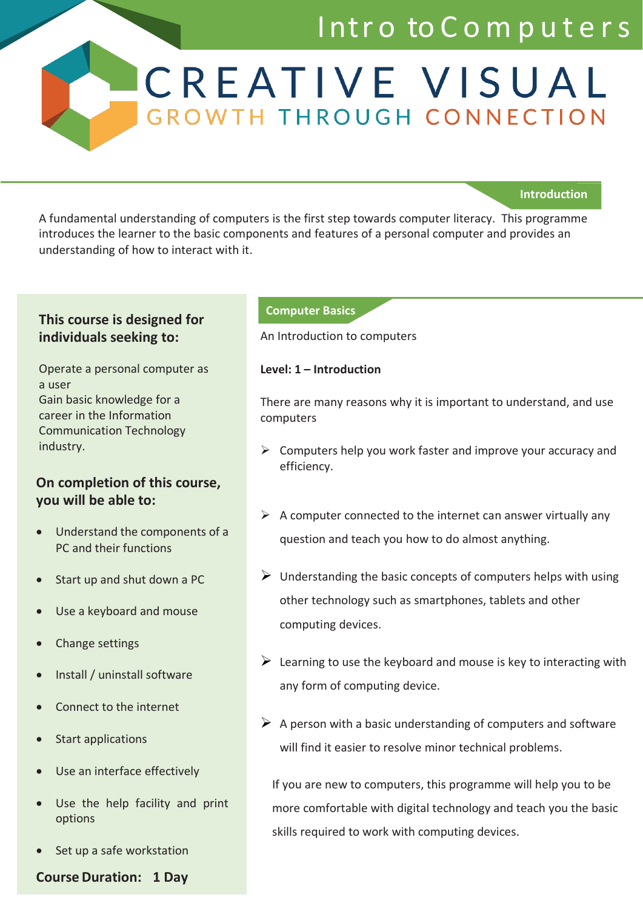# Intro to Computers

# CREATIVE VISUAL

GROWTH THROUGH CONNECTION

## Introduction

A fundamental understanding of computers is the first step towards computer literacy. This programme introduces the learner to the basic components and features of a personal computer and provides an understanding of how to interact with it.

### This course is designed for individuals seeking to:

Operate a personal computer as a user
Gain basic knowledge for a career in the Information Communication Technology industry.

### On completion of this course, you will be able to:

- Understand the components of a PC and their functions
- Start up and shut down a PC
- Use a keyboard and mouse
- Change settings
- Install / uninstall software
- Connect to the internet
- Start applications
- Use an interface effectively
- Use the help facility and print options
- Set up a safe workstation

**Course Duration: 1 Day**

## Computer Basics

An Introduction to computers

**Level: 1 – Introduction**

There are many reasons why it is important to understand, and use computers

- Computers help you work faster and improve your accuracy and efficiency.
- A computer connected to the internet can answer virtually any question and teach you how to do almost anything.
- Understanding the basic concepts of computers helps with using other technology such as smartphones, tablets and other computing devices.
- Learning to use the keyboard and mouse is key to interacting with any form of computing device.
- A person with a basic understanding of computers and software will find it easier to resolve minor technical problems.

If you are new to computers, this programme will help you to be more comfortable with digital technology and teach you the basic skills required to work with computing devices.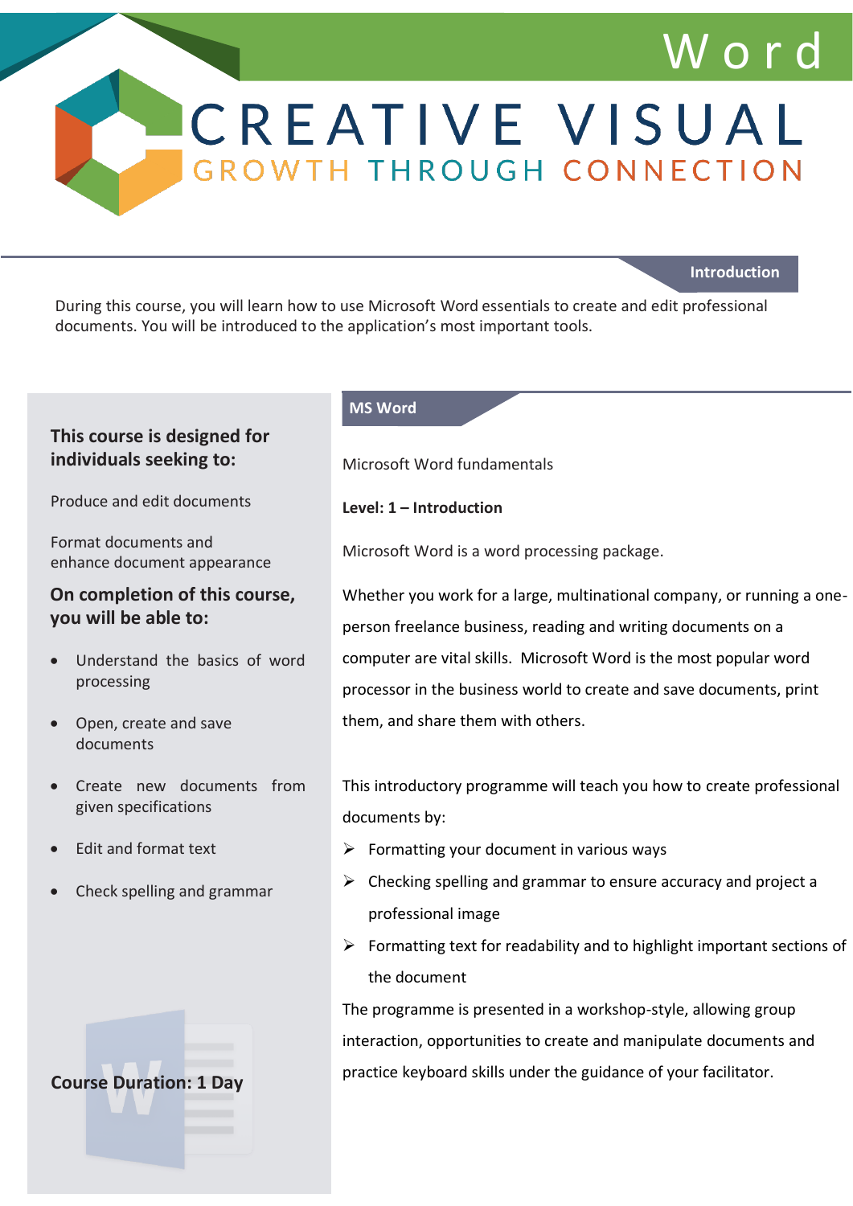# Word

# CREATIVE VISUAL

GROWTH THROUGH CONNECTION

## Introduction

During this course, you will learn how to use Microsoft Word essentials to create and edit professional documents. You will be introduced to the application's most important tools.

### This course is designed for individuals seeking to:

Produce and edit documents

Format documents and enhance document appearance

### On completion of this course, you will be able to:

- Understand the basics of word processing
- Open, create and save documents
- Create new documents from given specifications
- Edit and format text
- Check spelling and grammar

**Course Duration: 1 Day**

## MS Word

Microsoft Word fundamentals

**Level: 1 – Introduction**

Microsoft Word is a word processing package.

Whether you work for a large, multinational company, or running a one-person freelance business, reading and writing documents on a computer are vital skills. Microsoft Word is the most popular word processor in the business world to create and save documents, print them, and share them with others.

This introductory programme will teach you how to create professional documents by:

- Formatting your document in various ways
- Checking spelling and grammar to ensure accuracy and project a professional image
- Formatting text for readability and to highlight important sections of the document

The programme is presented in a workshop-style, allowing group interaction, opportunities to create and manipulate documents and practice keyboard skills under the guidance of your facilitator.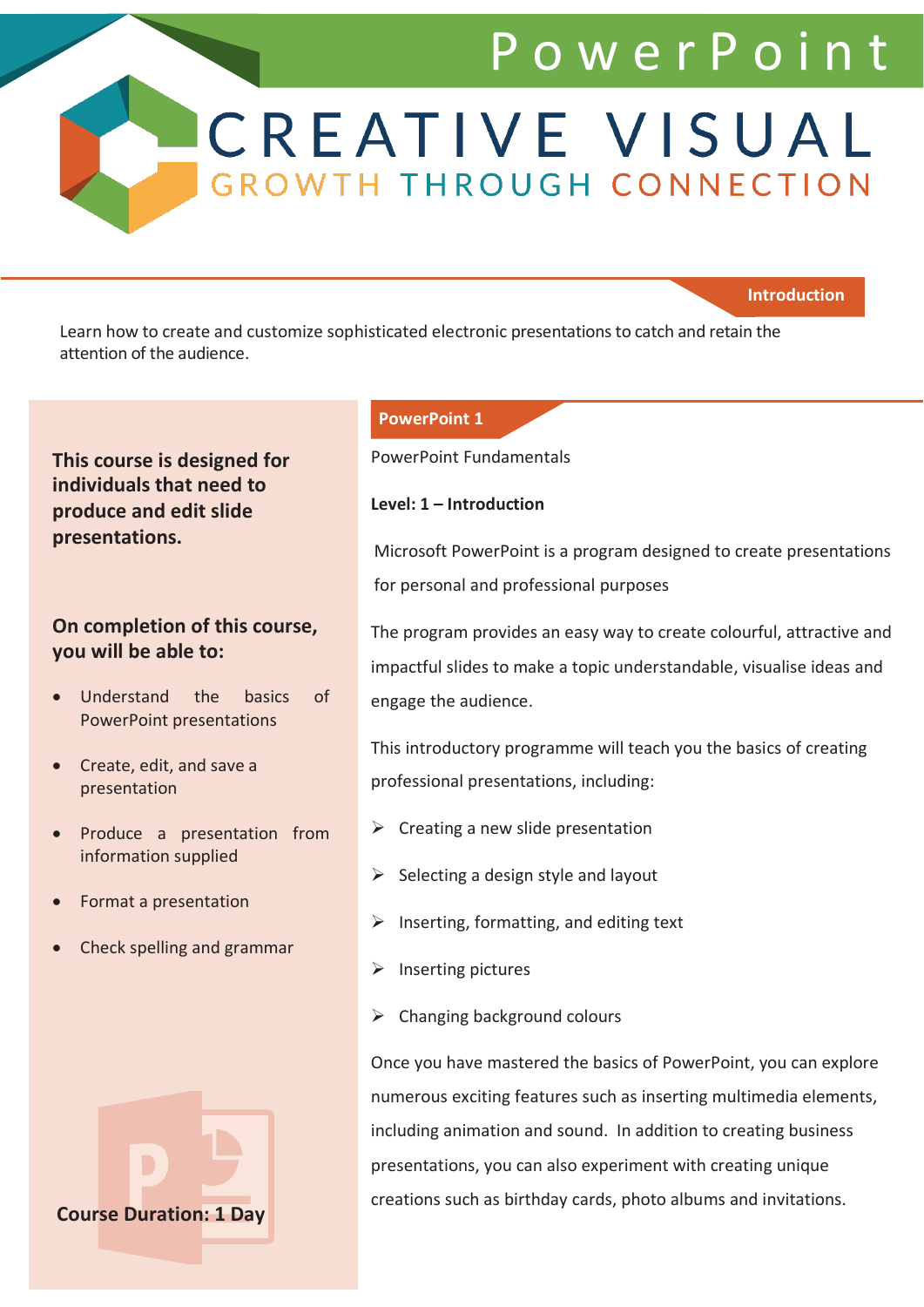# PowerPoint

# CREATIVE VISUAL

GROWTH THROUGH CONNECTION

## Introduction

Learn how to create and customize sophisticated electronic presentations to catch and retain the attention of the audience.

**This course is designed for individuals that need to produce and edit slide presentations.**

**On completion of this course, you will be able to:**

- Understand the basics of PowerPoint presentations
- Create, edit, and save a presentation
- Produce a presentation from information supplied
- Format a presentation
- Check spelling and grammar

**Course Duration: 1 Day**

## PowerPoint 1

PowerPoint Fundamentals

**Level: 1 – Introduction**

Microsoft PowerPoint is a program designed to create presentations for personal and professional purposes

The program provides an easy way to create colourful, attractive and impactful slides to make a topic understandable, visualise ideas and engage the audience.

This introductory programme will teach you the basics of creating professional presentations, including:

- Creating a new slide presentation
- Selecting a design style and layout
- Inserting, formatting, and editing text
- Inserting pictures
- Changing background colours

Once you have mastered the basics of PowerPoint, you can explore numerous exciting features such as inserting multimedia elements, including animation and sound. In addition to creating business presentations, you can also experiment with creating unique creations such as birthday cards, photo albums and invitations.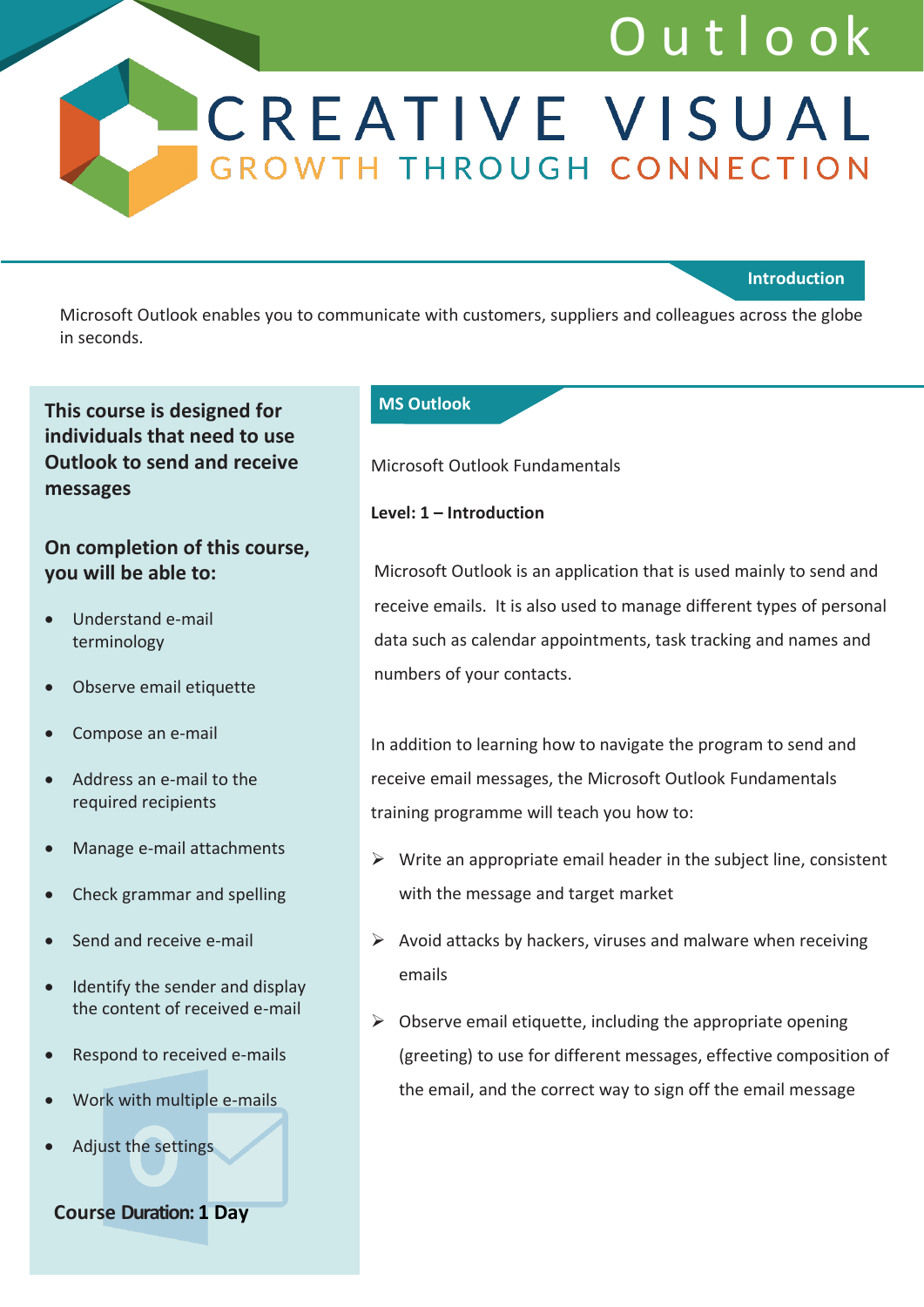# Outlook

# CREATIVE VISUAL
GROWTH THROUGH CONNECTION

## Introduction

Microsoft Outlook enables you to communicate with customers, suppliers and colleagues across the globe in seconds.

**This course is designed for individuals that need to use Outlook to send and receive messages**

**On completion of this course, you will be able to:**

- Understand e-mail terminology
- Observe email etiquette
- Compose an e-mail
- Address an e-mail to the required recipients
- Manage e-mail attachments
- Check grammar and spelling
- Send and receive e-mail
- Identify the sender and display the content of received e-mail
- Respond to received e-mails
- Work with multiple e-mails
- Adjust the settings

**Course Duration: 1 Day**

## MS Outlook

Microsoft Outlook Fundamentals

**Level: 1 – Introduction**

Microsoft Outlook is an application that is used mainly to send and receive emails. It is also used to manage different types of personal data such as calendar appointments, task tracking and names and numbers of your contacts.

In addition to learning how to navigate the program to send and receive email messages, the Microsoft Outlook Fundamentals training programme will teach you how to:

- Write an appropriate email header in the subject line, consistent with the message and target market
- Avoid attacks by hackers, viruses and malware when receiving emails
- Observe email etiquette, including the appropriate opening (greeting) to use for different messages, effective composition of the email, and the correct way to sign off the email message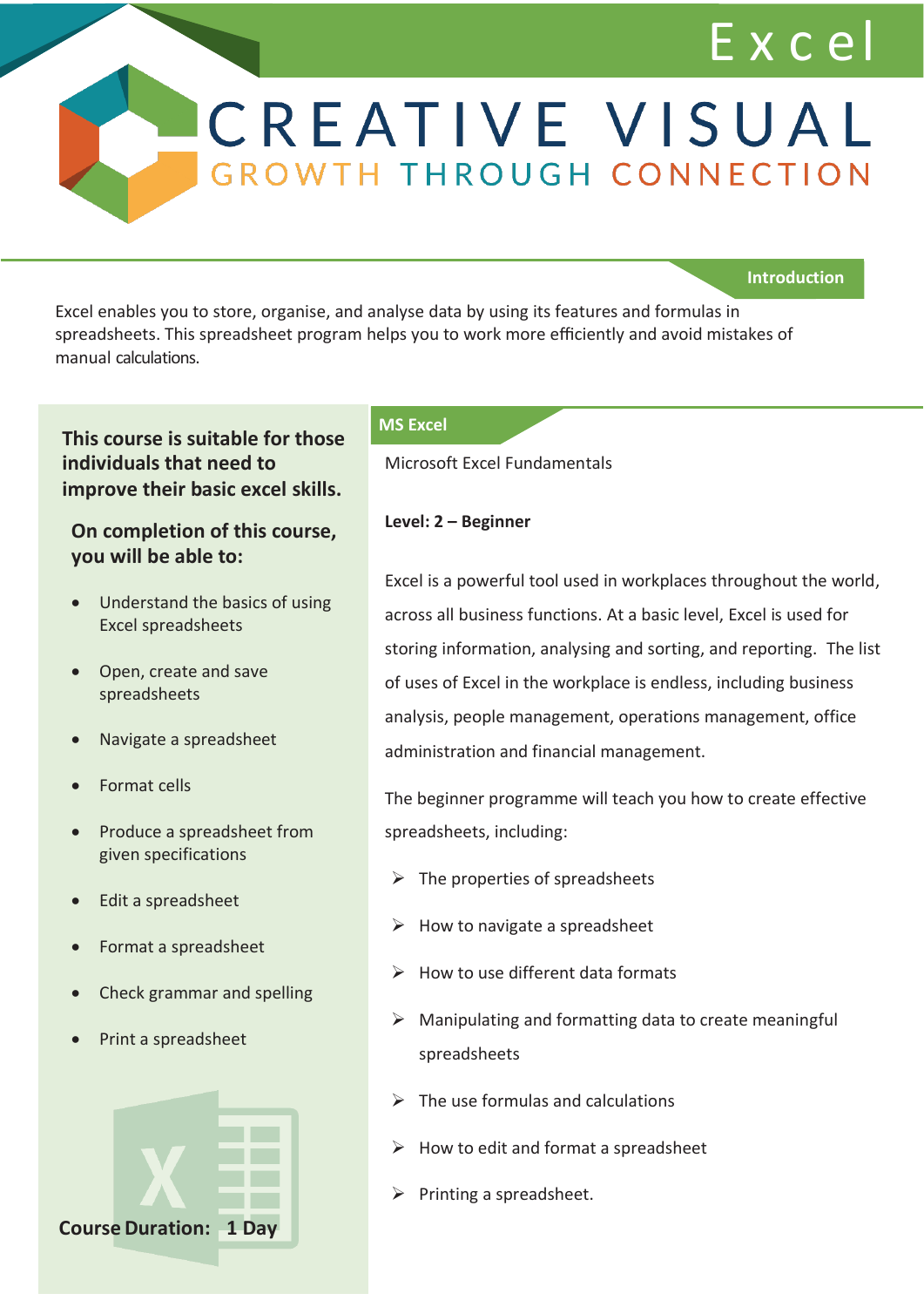# Excel

# CREATIVE VISUAL

GROWTH THROUGH CONNECTION

## Introduction

Excel enables you to store, organise, and analyse data by using its features and formulas in spreadsheets. This spreadsheet program helps you to work more efficiently and avoid mistakes of manual calculations.

**This course is suitable for those individuals that need to improve their basic excel skills.**

**On completion of this course, you will be able to:**

- Understand the basics of using Excel spreadsheets
- Open, create and save spreadsheets
- Navigate a spreadsheet
- Format cells
- Produce a spreadsheet from given specifications
- Edit a spreadsheet
- Format a spreadsheet
- Check grammar and spelling
- Print a spreadsheet

**Course Duration: 1 Day**

## MS Excel

Microsoft Excel Fundamentals

**Level: 2 – Beginner**

Excel is a powerful tool used in workplaces throughout the world, across all business functions. At a basic level, Excel is used for storing information, analysing and sorting, and reporting. The list of uses of Excel in the workplace is endless, including business analysis, people management, operations management, office administration and financial management.

The beginner programme will teach you how to create effective spreadsheets, including:

- The properties of spreadsheets
- How to navigate a spreadsheet
- How to use different data formats
- Manipulating and formatting data to create meaningful spreadsheets
- The use formulas and calculations
- How to edit and format a spreadsheet
- Printing a spreadsheet.